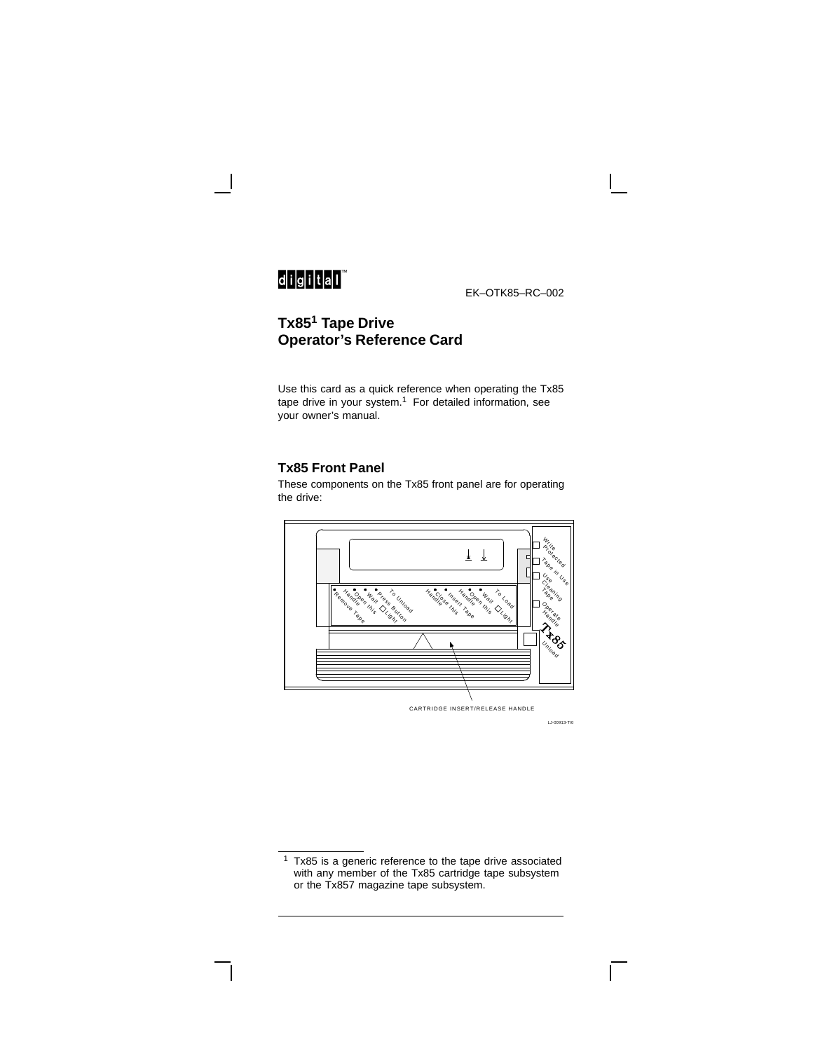digital™

EK–OTK85–RC–002

# Tx85[1] Tape Drive
# Operator's Reference Card

Use this card as a quick reference when operating the Tx85 tape drive in your system.[1] For detailed information, see your owner's manual.

## Tx85 Front Panel

These components on the Tx85 front panel are for operating the drive:

Write Protected
Tape in Use
Use Cleaning Tape
Operate Handle
Unload
Tx85

To Unload
• Press Button
• Wait ☐Light
• Open this Handle
• Remove Tape

To Load
• Wait ☐Light
• Open this Handle
• Insert Tape
• Close this Handle

CARTRIDGE INSERT/RELEASE HANDLE

LJ-00913-TI0

---

[1] Tx85 is a generic reference to the tape drive associated with any member of the Tx85 cartridge tape subsystem or the Tx857 magazine tape subsystem.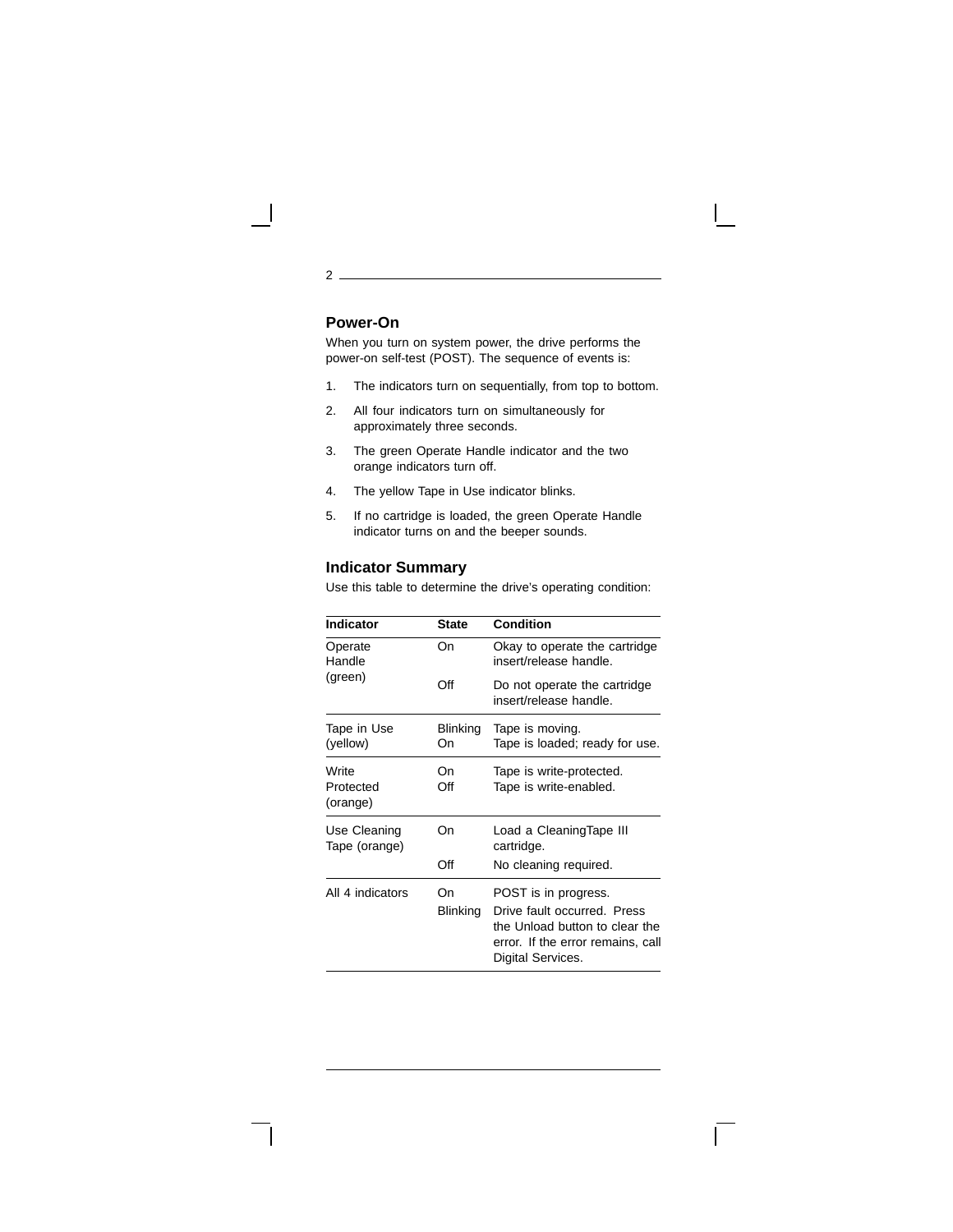## Power-On

When you turn on system power, the drive performs the power-on self-test (POST). The sequence of events is:

1. The indicators turn on sequentially, from top to bottom.
2. All four indicators turn on simultaneously for approximately three seconds.
3. The green Operate Handle indicator and the two orange indicators turn off.
4. The yellow Tape in Use indicator blinks.
5. If no cartridge is loaded, the green Operate Handle indicator turns on and the beeper sounds.

## Indicator Summary

Use this table to determine the drive's operating condition:

| Indicator | State | Condition |
|---|---|---|
| Operate Handle (green) | On | Okay to operate the cartridge insert/release handle. |
| | Off | Do not operate the cartridge insert/release handle. |
| Tape in Use (yellow) | Blinking | Tape is moving. |
| | On | Tape is loaded; ready for use. |
| Write Protected (orange) | On | Tape is write-protected. |
| | Off | Tape is write-enabled. |
| Use Cleaning Tape (orange) | On | Load a CleaningTape III cartridge. |
| | Off | No cleaning required. |
| All 4 indicators | On | POST is in progress. |
| | Blinking | Drive fault occurred. Press the Unload button to clear the error. If the error remains, call Digital Services. |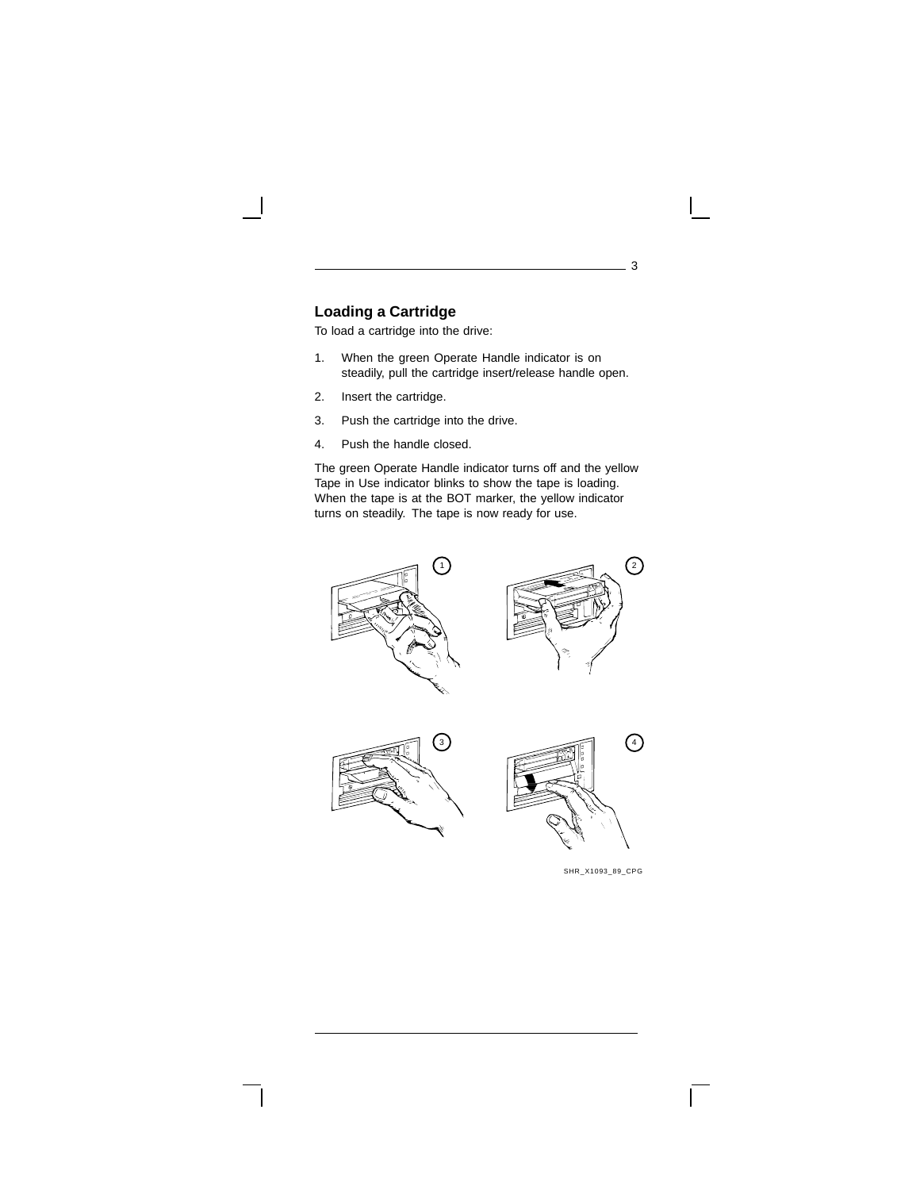## Loading a Cartridge

To load a cartridge into the drive:

1. When the green Operate Handle indicator is on steadily, pull the cartridge insert/release handle open.
2. Insert the cartridge.
3. Push the cartridge into the drive.
4. Push the handle closed.

The green Operate Handle indicator turns off and the yellow Tape in Use indicator blinks to show the tape is loading. When the tape is at the BOT marker, the yellow indicator turns on steadily. The tape is now ready for use.

SHR_X1093_89_CPG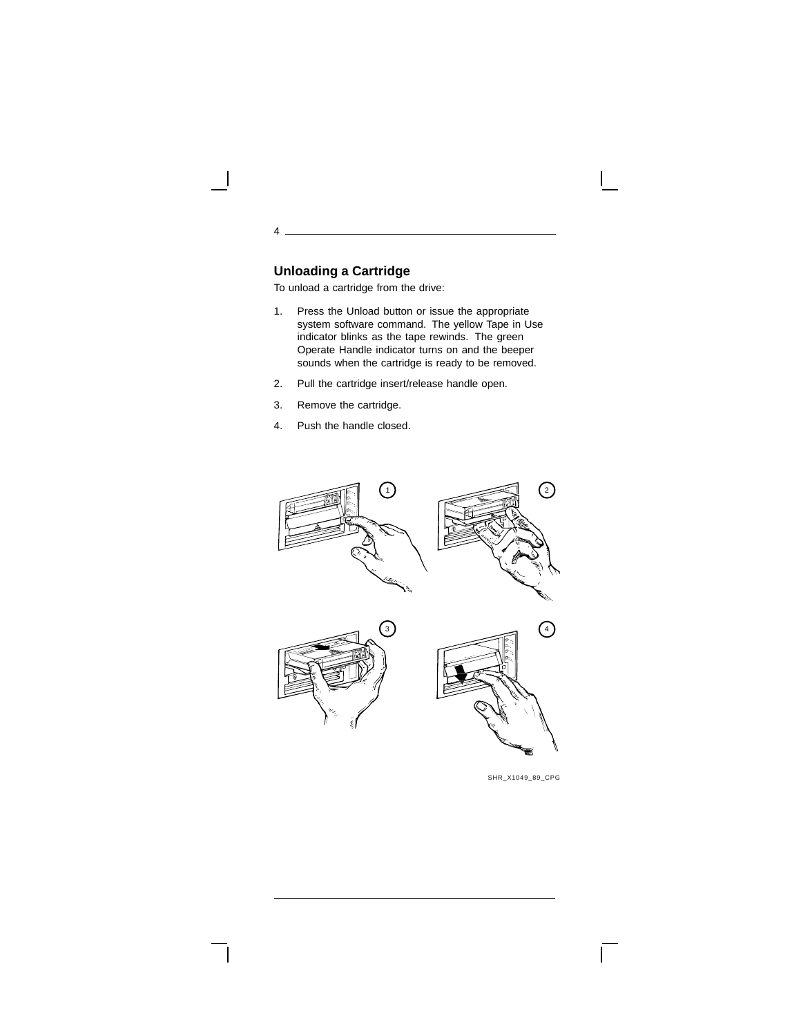## Unloading a Cartridge

To unload a cartridge from the drive:

1. Press the Unload button or issue the appropriate system software command. The yellow Tape in Use indicator blinks as the tape rewinds. The green Operate Handle indicator turns on and the beeper sounds when the cartridge is ready to be removed.
2. Pull the cartridge insert/release handle open.
3. Remove the cartridge.
4. Push the handle closed.

SHR_X1049_89_CPG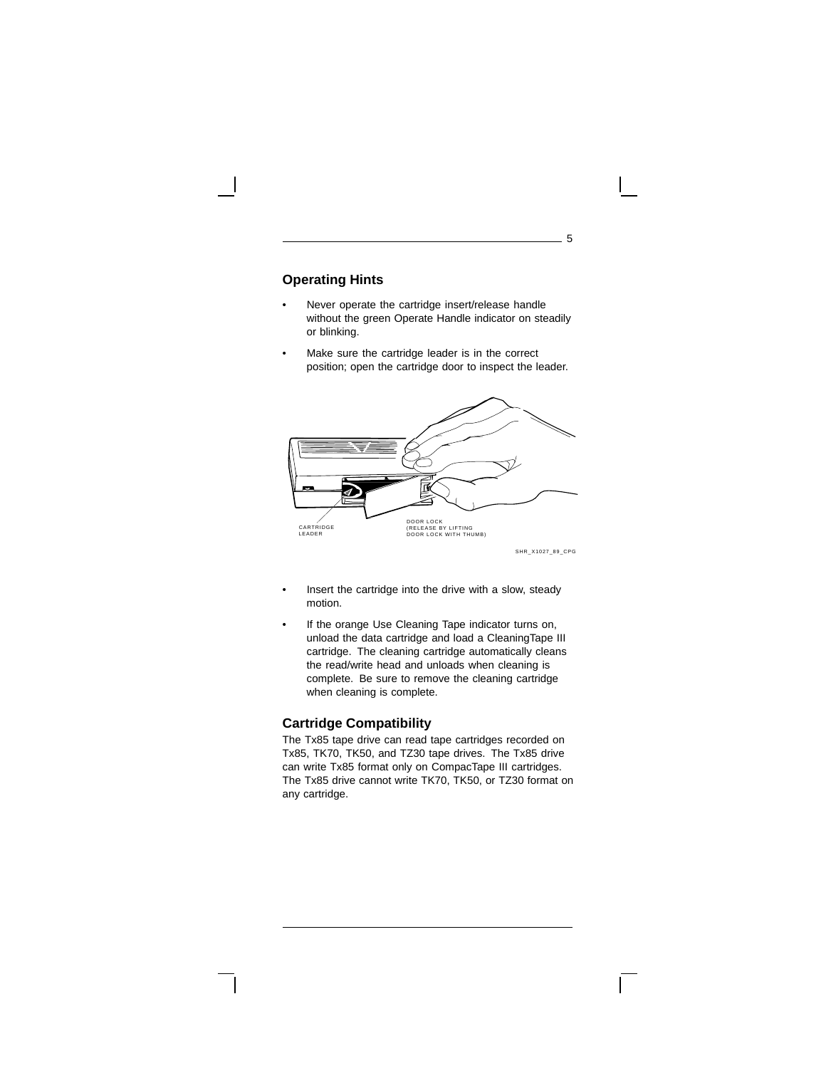## Operating Hints

- Never operate the cartridge insert/release handle without the green Operate Handle indicator on steadily or blinking.
- Make sure the cartridge leader is in the correct position; open the cartridge door to inspect the leader.

CARTRIDGE LEADER

DOOR LOCK (RELEASE BY LIFTING DOOR LOCK WITH THUMB)

SHR_X1027_89_CPG

- Insert the cartridge into the drive with a slow, steady motion.
- If the orange Use Cleaning Tape indicator turns on, unload the data cartridge and load a CleaningTape III cartridge. The cleaning cartridge automatically cleans the read/write head and unloads when cleaning is complete. Be sure to remove the cleaning cartridge when cleaning is complete.

## Cartridge Compatibility

The Tx85 tape drive can read tape cartridges recorded on Tx85, TK70, TK50, and TZ30 tape drives. The Tx85 drive can write Tx85 format only on CompacTape III cartridges. The Tx85 drive cannot write TK70, TK50, or TZ30 format on any cartridge.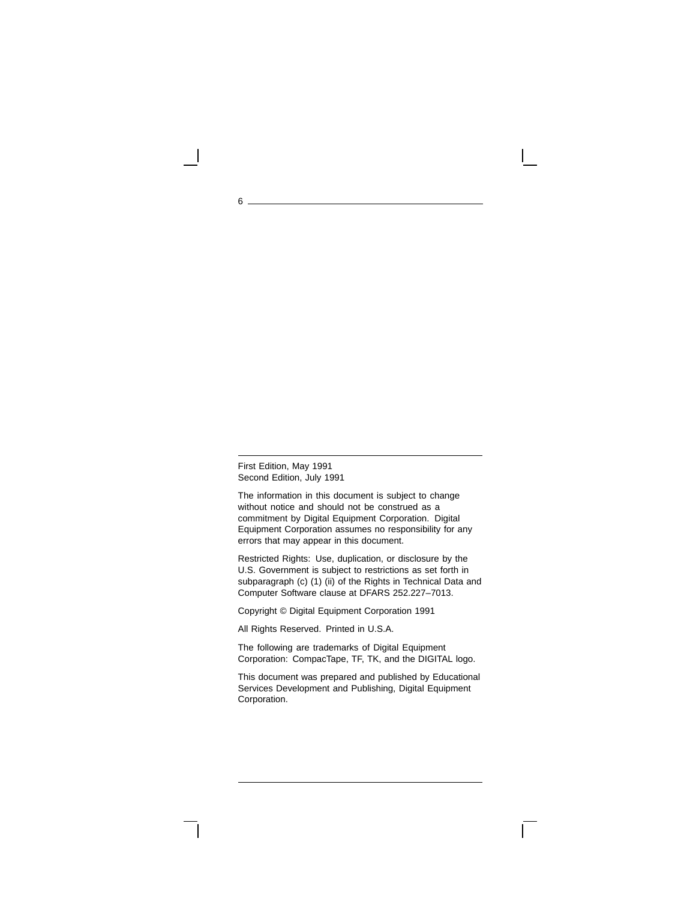First Edition, May 1991
Second Edition, July 1991

The information in this document is subject to change without notice and should not be construed as a commitment by Digital Equipment Corporation. Digital Equipment Corporation assumes no responsibility for any errors that may appear in this document.

Restricted Rights: Use, duplication, or disclosure by the U.S. Government is subject to restrictions as set forth in subparagraph (c) (1) (ii) of the Rights in Technical Data and Computer Software clause at DFARS 252.227–7013.

Copyright © Digital Equipment Corporation 1991

All Rights Reserved. Printed in U.S.A.

The following are trademarks of Digital Equipment Corporation: CompacTape, TF, TK, and the DIGITAL logo.

This document was prepared and published by Educational Services Development and Publishing, Digital Equipment Corporation.